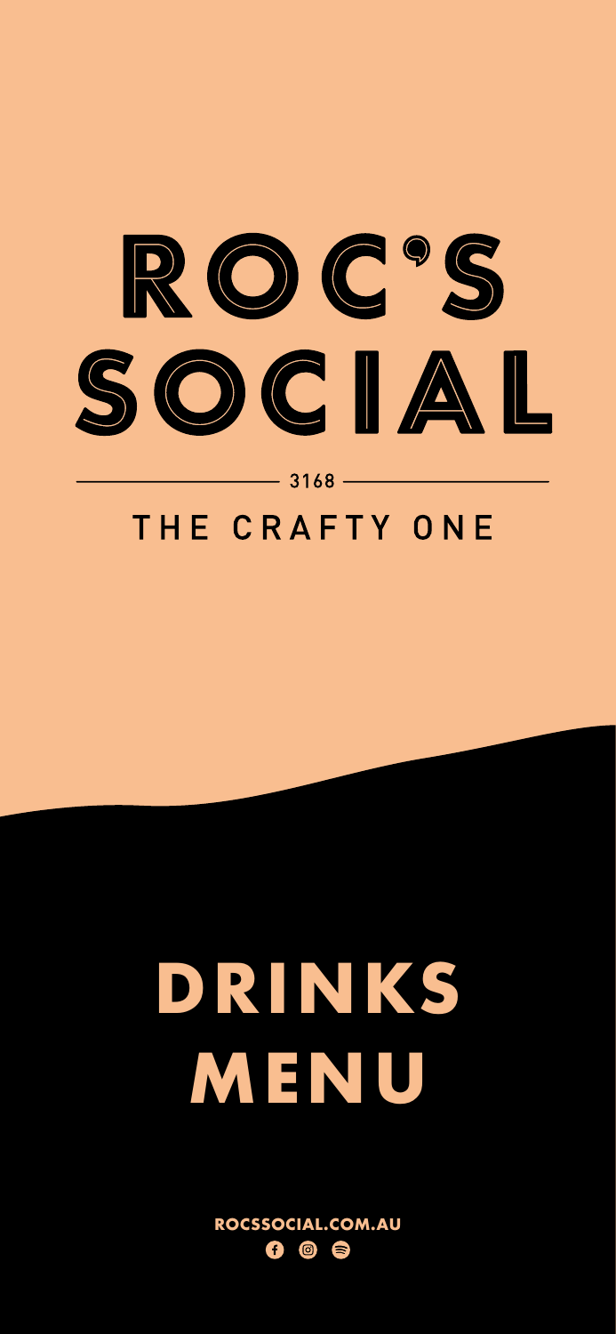# ROC'S SOCIAL

3168

THE CRAFTY ONE

# DRINKS MENU

ROCSSOCIAL.COM.AU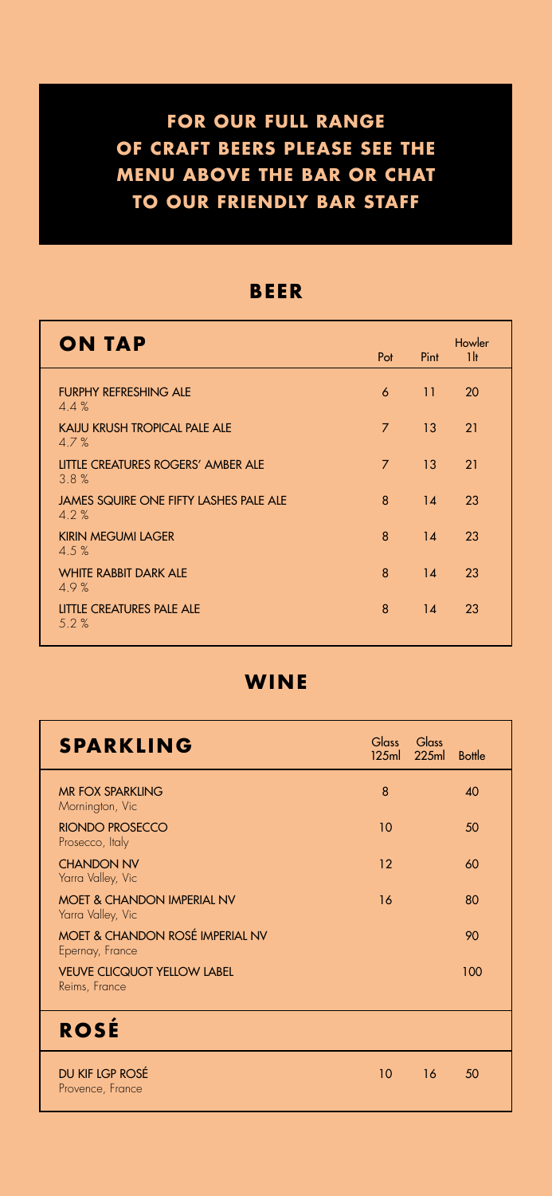**FOR OUR FULL RANGE OF CRAFT BEERS PLEASE SEE THE MENU ABOVE THE BAR OR CHAT TO OUR FRIENDLY BAR STAFF**

# BEER

| ON TAP | Pot | Pint | Howler 1lt |
|---|---|---|---|
| FURPHY REFRESHING ALE<br>4.4 % | 6 | 11 | 20 |
| KAIJU KRUSH TROPICAL PALE ALE<br>4.7 % | 7 | 13 | 21 |
| LITTLE CREATURES ROGERS' AMBER ALE<br>3.8 % | 7 | 13 | 21 |
| JAMES SQUIRE ONE FIFTY LASHES PALE ALE<br>4.2 % | 8 | 14 | 23 |
| KIRIN MEGUMI LAGER<br>4.5 % | 8 | 14 | 23 |
| WHITE RABBIT DARK ALE<br>4.9 % | 8 | 14 | 23 |
| LITTLE CREATURES PALE ALE<br>5.2 % | 8 | 14 | 23 |

# WINE

| SPARKLING | Glass 125ml | Glass 225ml | Bottle |
|---|---|---|---|
| MR FOX SPARKLING<br>Mornington, Vic | 8 | | 40 |
| RIONDO PROSECCO<br>Prosecco, Italy | 10 | | 50 |
| CHANDON NV<br>Yarra Valley, Vic | 12 | | 60 |
| MOET & CHANDON IMPERIAL NV<br>Yarra Valley, Vic | 16 | | 80 |
| MOET & CHANDON ROSÉ IMPERIAL NV<br>Epernay, France | | | 90 |
| VEUVE CLICQUOT YELLOW LABEL<br>Reims, France | | | 100 |
| **ROSÉ** | | | |
| DU KIF LGP ROSÉ<br>Provence, France | 10 | 16 | 50 |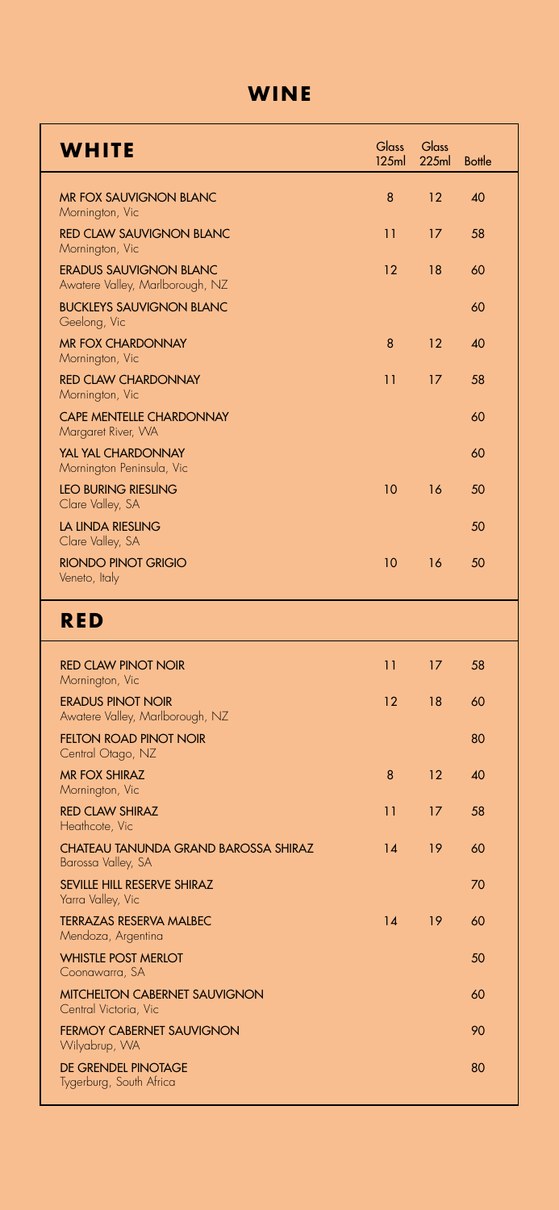# WINE

## WHITE

| WHITE | Glass 125ml | Glass 225ml | Bottle |
| --- | --- | --- | --- |
| MR FOX SAUVIGNON BLANC<br>Mornington, Vic | 8 | 12 | 40 |
| RED CLAW SAUVIGNON BLANC<br>Mornington, Vic | 11 | 17 | 58 |
| ERADUS SAUVIGNON BLANC<br>Awatere Valley, Marlborough, NZ | 12 | 18 | 60 |
| BUCKLEYS SAUVIGNON BLANC<br>Geelong, Vic | | | 60 |
| MR FOX CHARDONNAY<br>Mornington, Vic | 8 | 12 | 40 |
| RED CLAW CHARDONNAY<br>Mornington, Vic | 11 | 17 | 58 |
| CAPE MENTELLE CHARDONNAY<br>Margaret River, WA | | | 60 |
| YAL YAL CHARDONNAY<br>Mornington Peninsula, Vic | | | 60 |
| LEO BURING RIESLING<br>Clare Valley, SA | 10 | 16 | 50 |
| LA LINDA RIESLING<br>Clare Valley, SA | | | 50 |
| RIONDO PINOT GRIGIO<br>Veneto, Italy | 10 | 16 | 50 |

## RED

| RED | Glass 125ml | Glass 225ml | Bottle |
| --- | --- | --- | --- |
| RED CLAW PINOT NOIR<br>Mornington, Vic | 11 | 17 | 58 |
| ERADUS PINOT NOIR<br>Awatere Valley, Marlborough, NZ | 12 | 18 | 60 |
| FELTON ROAD PINOT NOIR<br>Central Otago, NZ | | | 80 |
| MR FOX SHIRAZ<br>Mornington, Vic | 8 | 12 | 40 |
| RED CLAW SHIRAZ<br>Heathcote, Vic | 11 | 17 | 58 |
| CHATEAU TANUNDA GRAND BAROSSA SHIRAZ<br>Barossa Valley, SA | 14 | 19 | 60 |
| SEVILLE HILL RESERVE SHIRAZ<br>Yarra Valley, Vic | | | 70 |
| TERRAZAS RESERVA MALBEC<br>Mendoza, Argentina | 14 | 19 | 60 |
| WHISTLE POST MERLOT<br>Coonawarra, SA | | | 50 |
| MITCHELTON CABERNET SAUVIGNON<br>Central Victoria, Vic | | | 60 |
| FERMOY CABERNET SAUVIGNON<br>Wilyabrup, WA | | | 90 |
| DE GRENDEL PINOTAGE<br>Tygerburg, South Africa | | | 80 |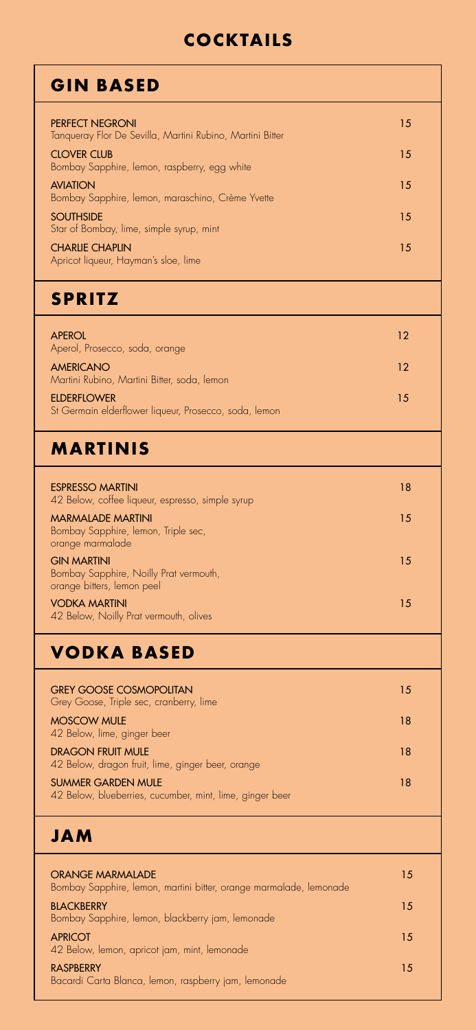# COCKTAILS

## GIN BASED

**PERFECT NEGRONI** — 15
Tanqueray Flor De Sevilla, Martini Rubino, Martini Bitter

**CLOVER CLUB** — 15
Bombay Sapphire, lemon, raspberry, egg white

**AVIATION** — 15
Bombay Sapphire, lemon, maraschino, Crème Yvette

**SOUTHSIDE** — 15
Star of Bombay, lime, simple syrup, mint

**CHARLIE CHAPLIN** — 15
Apricot liqueur, Hayman's sloe, lime

## SPRITZ

**APEROL** — 12
Aperol, Prosecco, soda, orange

**AMERICANO** — 12
Martini Rubino, Martini Bitter, soda, lemon

**ELDERFLOWER** — 15
St Germain elderflower liqueur, Prosecco, soda, lemon

## MARTINIS

**ESPRESSO MARTINI** — 18
42 Below, coffee liqueur, espresso, simple syrup

**MARMALADE MARTINI** — 15
Bombay Sapphire, lemon, Triple sec, orange marmalade

**GIN MARTINI** — 15
Bombay Sapphire, Noilly Prat vermouth, orange bitters, lemon peel

**VODKA MARTINI** — 15
42 Below, Noilly Prat vermouth, olives

## VODKA BASED

**GREY GOOSE COSMOPOLITAN** — 15
Grey Goose, Triple sec, cranberry, lime

**MOSCOW MULE** — 18
42 Below, lime, ginger beer

**DRAGON FRUIT MULE** — 18
42 Below, dragon fruit, lime, ginger beer, orange

**SUMMER GARDEN MULE** — 18
42 Below, blueberries, cucumber, mint, lime, ginger beer

## JAM

**ORANGE MARMALADE** — 15
Bombay Sapphire, lemon, martini bitter, orange marmalade, lemonade

**BLACKBERRY** — 15
Bombay Sapphire, lemon, blackberry jam, lemonade

**APRICOT** — 15
42 Below, lemon, apricot jam, mint, lemonade

**RASPBERRY** — 15
Bacardi Carta Blanca, lemon, raspberry jam, lemonade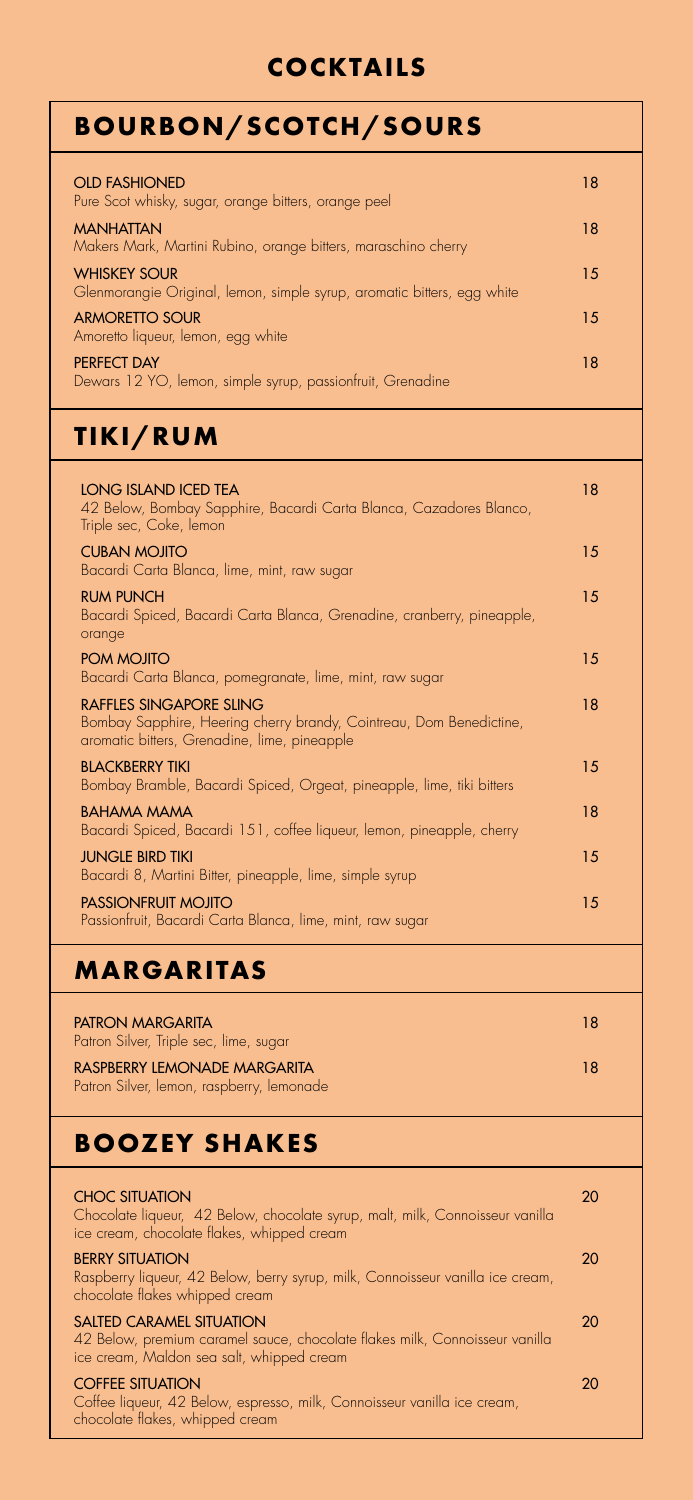# COCKTAILS

## BOURBON/SCOTCH/SOURS

**OLD FASHIONED** 18
Pure Scot whisky, sugar, orange bitters, orange peel

**MANHATTAN** 18
Makers Mark, Martini Rubino, orange bitters, maraschino cherry

**WHISKEY SOUR** 15
Glenmorangie Original, lemon, simple syrup, aromatic bitters, egg white

**ARMORETTO SOUR** 15
Amoretto liqueur, lemon, egg white

**PERFECT DAY** 18
Dewars 12 YO, lemon, simple syrup, passionfruit, Grenadine

## TIKI/RUM

**LONG ISLAND ICED TEA** 18
42 Below, Bombay Sapphire, Bacardi Carta Blanca, Cazadores Blanco, Triple sec, Coke, lemon

**CUBAN MOJITO** 15
Bacardi Carta Blanca, lime, mint, raw sugar

**RUM PUNCH** 15
Bacardi Spiced, Bacardi Carta Blanca, Grenadine, cranberry, pineapple, orange

**POM MOJITO** 15
Bacardi Carta Blanca, pomegranate, lime, mint, raw sugar

**RAFFLES SINGAPORE SLING** 18
Bombay Sapphire, Heering cherry brandy, Cointreau, Dom Benedictine, aromatic bitters, Grenadine, lime, pineapple

**BLACKBERRY TIKI** 15
Bombay Bramble, Bacardi Spiced, Orgeat, pineapple, lime, tiki bitters

**BAHAMA MAMA** 18
Bacardi Spiced, Bacardi 151, coffee liqueur, lemon, pineapple, cherry

**JUNGLE BIRD TIKI** 15
Bacardi 8, Martini Bitter, pineapple, lime, simple syrup

**PASSIONFRUIT MOJITO** 15
Passionfruit, Bacardi Carta Blanca, lime, mint, raw sugar

## MARGARITAS

**PATRON MARGARITA** 18
Patron Silver, Triple sec, lime, sugar

**RASPBERRY LEMONADE MARGARITA** 18
Patron Silver, lemon, raspberry, lemonade

## BOOZEY SHAKES

**CHOC SITUATION** 20
Chocolate liqueur, 42 Below, chocolate syrup, malt, milk, Connoisseur vanilla ice cream, chocolate flakes, whipped cream

**BERRY SITUATION** 20
Raspberry liqueur, 42 Below, berry syrup, milk, Connoisseur vanilla ice cream, chocolate flakes whipped cream

**SALTED CARAMEL SITUATION** 20
42 Below, premium caramel sauce, chocolate flakes milk, Connoisseur vanilla ice cream, Maldon sea salt, whipped cream

**COFFEE SITUATION** 20
Coffee liqueur, 42 Below, espresso, milk, Connoisseur vanilla ice cream, chocolate flakes, whipped cream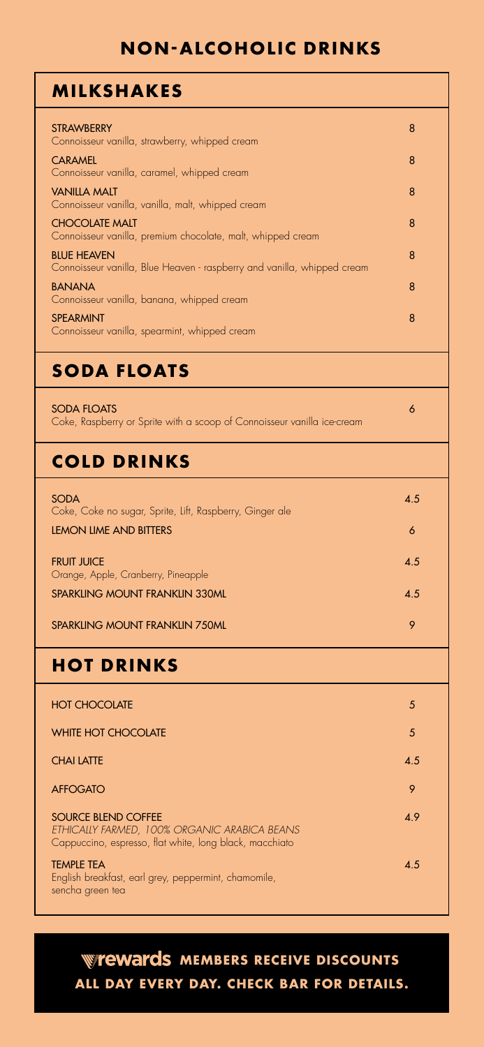# NON-ALCOHOLIC DRINKS

## MILKSHAKES

| | |
|---|---|
| STRAWBERRY<br>Connoisseur vanilla, strawberry, whipped cream | 8 |
| CARAMEL<br>Connoisseur vanilla, caramel, whipped cream | 8 |
| VANILLA MALT<br>Connoisseur vanilla, vanilla, malt, whipped cream | 8 |
| CHOCOLATE MALT<br>Connoisseur vanilla, premium chocolate, malt, whipped cream | 8 |
| BLUE HEAVEN<br>Connoisseur vanilla, Blue Heaven - raspberry and vanilla, whipped cream | 8 |
| BANANA<br>Connoisseur vanilla, banana, whipped cream | 8 |
| SPEARMINT<br>Connoisseur vanilla, spearmint, whipped cream | 8 |

## SODA FLOATS

| | |
|---|---|
| SODA FLOATS<br>Coke, Raspberry or Sprite with a scoop of Connoisseur vanilla ice-cream | 6 |

## COLD DRINKS

| | |
|---|---|
| SODA<br>Coke, Coke no sugar, Sprite, Lift, Raspberry, Ginger ale | 4.5 |
| LEMON LIME AND BITTERS | 6 |
| FRUIT JUICE<br>Orange, Apple, Cranberry, Pineapple | 4.5 |
| SPARKLING MOUNT FRANKLIN 330ML | 4.5 |
| SPARKLING MOUNT FRANKLIN 750ML | 9 |

## HOT DRINKS

| | |
|---|---|
| HOT CHOCOLATE | 5 |
| WHITE HOT CHOCOLATE | 5 |
| CHAI LATTE | 4.5 |
| AFFOGATO | 9 |
| SOURCE BLEND COFFEE<br>*ETHICALLY FARMED, 100% ORGANIC ARABICA BEANS*<br>Cappuccino, espresso, flat white, long black, macchiato | 4.9 |
| TEMPLE TEA<br>English breakfast, earl grey, peppermint, chamomile, sencha green tea | 4.5 |

**rewards MEMBERS RECEIVE DISCOUNTS ALL DAY EVERY DAY. CHECK BAR FOR DETAILS.**